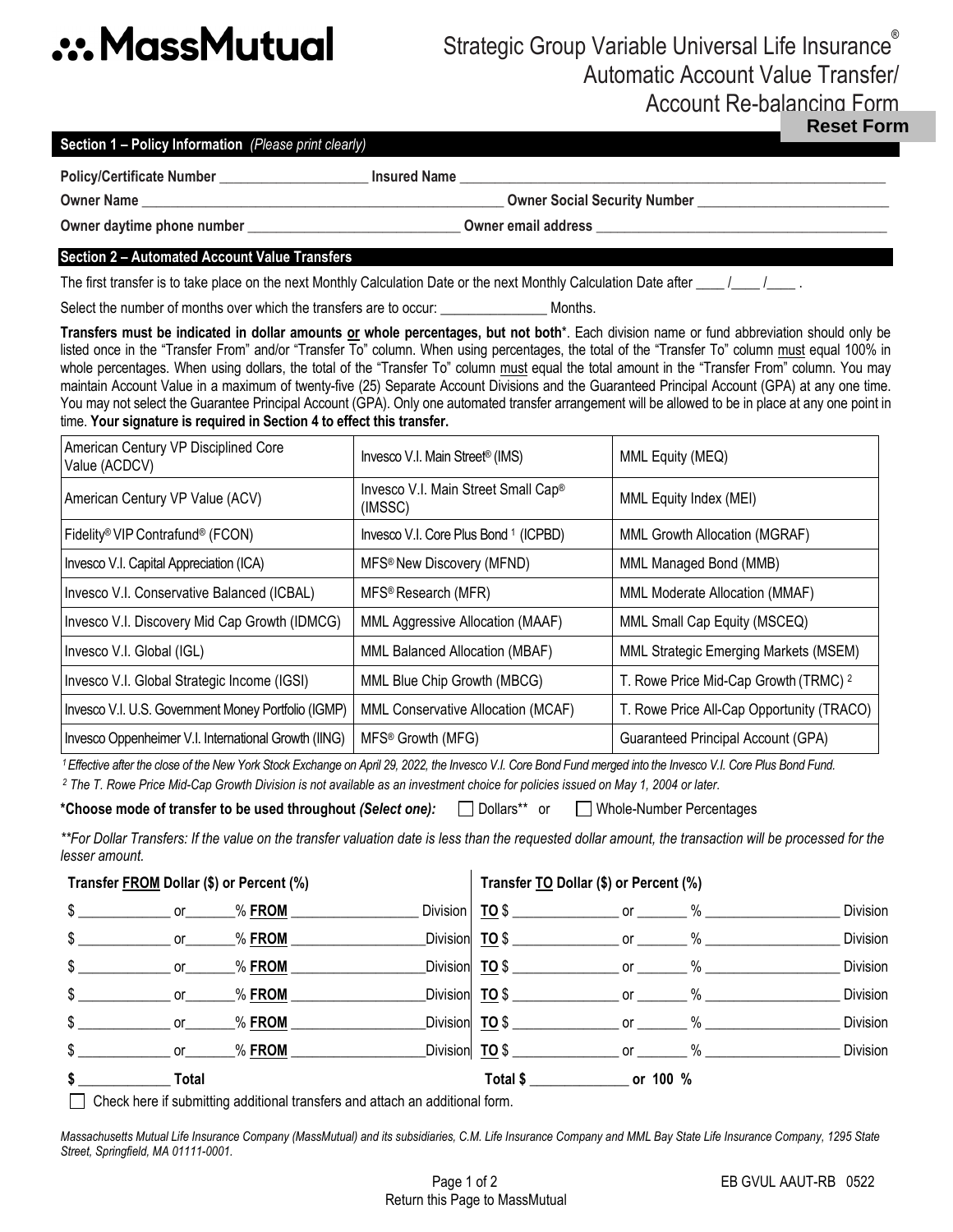# MassMutual

## Strategic Group Variable Universal Life Insurance®
## Automatic Account Value Transfer/ Account Re-balancing Form

Reset Form

### Section 1 – Policy Information *(Please print clearly)*

**Policy/Certificate Number** ____________________ **Insured Name** ____________________________________________

**Owner Name** ____________________________________________ **Owner Social Security Number** ________________________

**Owner daytime phone number** ____________________________ **Owner email address** ______________________________________

### Section 2 – Automated Account Value Transfers

The first transfer is to take place on the next Monthly Calculation Date or the next Monthly Calculation Date after ____ /____ /____ .

Select the number of months over which the transfers are to occur: ______________ Months.

**Transfers must be indicated in dollar amounts or whole percentages, but not both***. Each division name or fund abbreviation should only be listed once in the "Transfer From" and/or "Transfer To" column. When using percentages, the total of the "Transfer To" column must equal 100% in whole percentages. When using dollars, the total of the "Transfer To" column must equal the total amount in the "Transfer From" column. You may maintain Account Value in a maximum of twenty-five (25) Separate Account Divisions and the Guaranteed Principal Account (GPA) at any one time. You may not select the Guarantee Principal Account (GPA). Only one automated transfer arrangement will be allowed to be in place at any one point in time. **Your signature is required in Section 4 to effect this transfer.**

| | | |
|---|---|---|
| American Century VP Disciplined Core Value (ACDCV) | Invesco V.I. Main Street® (IMS) | MML Equity (MEQ) |
| American Century VP Value (ACV) | Invesco V.I. Main Street Small Cap® (IMSSC) | MML Equity Index (MEI) |
| Fidelity® VIP Contrafund® (FCON) | Invesco V.I. Core Plus Bond [1] (ICPBD) | MML Growth Allocation (MGRAF) |
| Invesco V.I. Capital Appreciation (ICA) | MFS® New Discovery (MFND) | MML Managed Bond (MMB) |
| Invesco V.I. Conservative Balanced (ICBAL) | MFS® Research (MFR) | MML Moderate Allocation (MMAF) |
| Invesco V.I. Discovery Mid Cap Growth (IDMCG) | MML Aggressive Allocation (MAAF) | MML Small Cap Equity (MSCEQ) |
| Invesco V.I. Global (IGL) | MML Balanced Allocation (MBAF) | MML Strategic Emerging Markets (MSEM) |
| Invesco V.I. Global Strategic Income (IGSI) | MML Blue Chip Growth (MBCG) | T. Rowe Price Mid-Cap Growth (TRMC) [2] |
| Invesco V.I. U.S. Government Money Portfolio (IGMP) | MML Conservative Allocation (MCAF) | T. Rowe Price All-Cap Opportunity (TRACO) |
| Invesco Oppenheimer V.I. International Growth (IING) | MFS® Growth (MFG) | Guaranteed Principal Account (GPA) |

*[1] Effective after the close of the New York Stock Exchange on April 29, 2022, the Invesco V.I. Core Bond Fund merged into the Invesco V.I. Core Plus Bond Fund.*

*[2] The T. Rowe Price Mid-Cap Growth Division is not available as an investment choice for policies issued on May 1, 2004 or later.*

**\*Choose mode of transfer to be used throughout** ***(Select one):*** ☐ Dollars** or ☐ Whole-Number Percentages

*\*\*For Dollar Transfers: If the value on the transfer valuation date is less than the requested dollar amount, the transaction will be processed for the lesser amount.*

| Transfer FROM Dollar ($) or Percent (%) | Transfer TO Dollar ($) or Percent (%) |
|---|---|
| $ ________ or ______% **FROM** ______________ Division | **TO** $ ________ or ______ % ______________ Division |
| $ ________ or ______% **FROM** ______________ Division | **TO** $ ________ or ______ % ______________ Division |
| $ ________ or ______% **FROM** ______________ Division | **TO** $ ________ or ______ % ______________ Division |
| $ ________ or ______% **FROM** ______________ Division | **TO** $ ________ or ______ % ______________ Division |
| $ ________ or ______% **FROM** ______________ Division | **TO** $ ________ or ______ % ______________ Division |
| $ ________ or ______% **FROM** ______________ Division | **TO** $ ________ or ______ % ______________ Division |
| **$ ________ Total** | **Total $ ________ or 100 %** |

☐ Check here if submitting additional transfers and attach an additional form.

*Massachusetts Mutual Life Insurance Company (MassMutual) and its subsidiaries, C.M. Life Insurance Company and MML Bay State Life Insurance Company, 1295 State Street, Springfield, MA 01111-0001.*

Return this Page to MassMutual

EB GVUL AAUT-RB 0522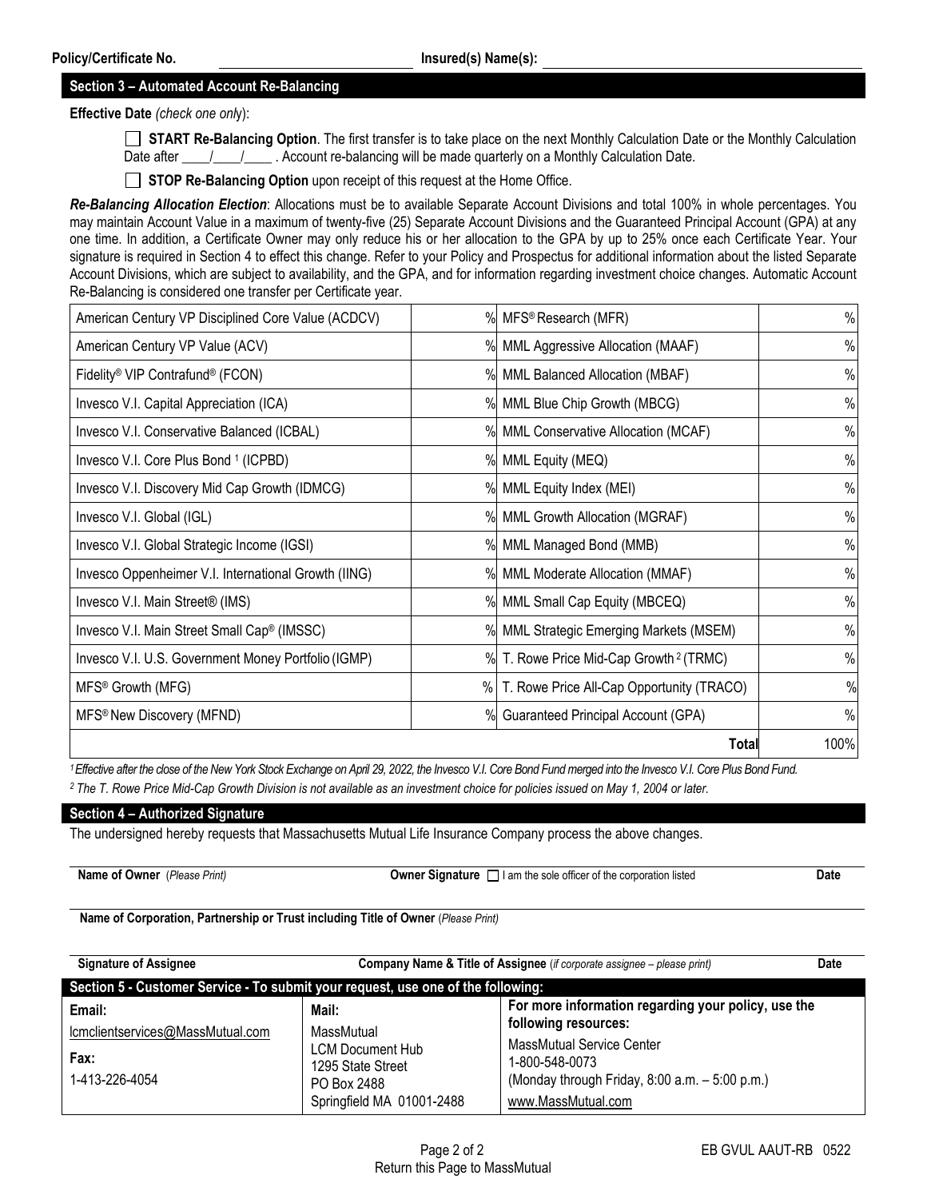**Policy/Certificate No.** \_\_\_\_\_\_\_\_\_\_\_\_\_\_\_\_\_\_\_\_ **Insured(s) Name(s):** \_\_\_\_\_\_\_\_\_\_\_\_\_\_\_\_\_\_\_\_\_\_\_\_\_\_\_\_\_\_

## Section 3 – Automated Account Re-Balancing

**Effective Date** *(check one only)*:

☐ **START Re-Balancing Option**. The first transfer is to take place on the next Monthly Calculation Date or the Monthly Calculation Date after \_\_\_\_/\_\_\_\_/\_\_\_\_ . Account re-balancing will be made quarterly on a Monthly Calculation Date.

☐ **STOP Re-Balancing Option** upon receipt of this request at the Home Office.

***Re-Balancing Allocation Election***: Allocations must be to available Separate Account Divisions and total 100% in whole percentages. You may maintain Account Value in a maximum of twenty-five (25) Separate Account Divisions and the Guaranteed Principal Account (GPA) at any one time. In addition, a Certificate Owner may only reduce his or her allocation to the GPA by up to 25% once each Certificate Year. Your signature is required in Section 4 to effect this change. Refer to your Policy and Prospectus for additional information about the listed Separate Account Divisions, which are subject to availability, and the GPA, and for information regarding investment choice changes. Automatic Account Re-Balancing is considered one transfer per Certificate year.

| | | | |
|---|---|---|---|
| American Century VP Disciplined Core Value (ACDCV) | % | MFS® Research (MFR) | % |
| American Century VP Value (ACV) | % | MML Aggressive Allocation (MAAF) | % |
| Fidelity® VIP Contrafund® (FCON) | % | MML Balanced Allocation (MBAF) | % |
| Invesco V.I. Capital Appreciation (ICA) | % | MML Blue Chip Growth (MBCG) | % |
| Invesco V.I. Conservative Balanced (ICBAL) | % | MML Conservative Allocation (MCAF) | % |
| Invesco V.I. Core Plus Bond [1] (ICPBD) | % | MML Equity (MEQ) | % |
| Invesco V.I. Discovery Mid Cap Growth (IDMCG) | % | MML Equity Index (MEI) | % |
| Invesco V.I. Global (IGL) | % | MML Growth Allocation (MGRAF) | % |
| Invesco V.I. Global Strategic Income (IGSI) | % | MML Managed Bond (MMB) | % |
| Invesco Oppenheimer V.I. International Growth (IING) | % | MML Moderate Allocation (MMAF) | % |
| Invesco V.I. Main Street® (IMS) | % | MML Small Cap Equity (MBCEQ) | % |
| Invesco V.I. Main Street Small Cap® (IMSSC) | % | MML Strategic Emerging Markets (MSEM) | % |
| Invesco V.I. U.S. Government Money Portfolio (IGMP) | % | T. Rowe Price Mid-Cap Growth [2] (TRMC) | % |
| MFS® Growth (MFG) | % | T. Rowe Price All-Cap Opportunity (TRACO) | % |
| MFS® New Discovery (MFND) | % | Guaranteed Principal Account (GPA) | % |
| | | **Total** | 100% |

*[1] Effective after the close of the New York Stock Exchange on April 29, 2022, the Invesco V.I. Core Bond Fund merged into the Invesco V.I. Core Plus Bond Fund.*

*[2] The T. Rowe Price Mid-Cap Growth Division is not available as an investment choice for policies issued on May 1, 2004 or later.*

## Section 4 – Authorized Signature

The undersigned hereby requests that Massachusetts Mutual Life Insurance Company process the above changes.

**Name of Owner** (*Please Print*) | **Owner Signature** ☐ I am the sole officer of the corporation listed | **Date**

**Name of Corporation, Partnership or Trust including Title of Owner** (*Please Print*)

**Signature of Assignee** | **Company Name & Title of Assignee** (*if corporate assignee – please print*) | **Date**

## Section 5 - Customer Service - To submit your request, use one of the following:

| **Email:** | **Mail:** | **For more information regarding your policy, use the following resources:** |
|---|---|---|
| lcmclientservices@MassMutual.com<br><br>**Fax:**<br>1-413-226-4054 | MassMutual<br>LCM Document Hub<br>1295 State Street<br>PO Box 2488<br>Springfield MA 01001-2488 | MassMutual Service Center<br>1-800-548-0073<br>(Monday through Friday, 8:00 a.m. – 5:00 p.m.)<br>www.MassMutual.com |

Return this Page to MassMutual

EB GVUL AAUT-RB 0522